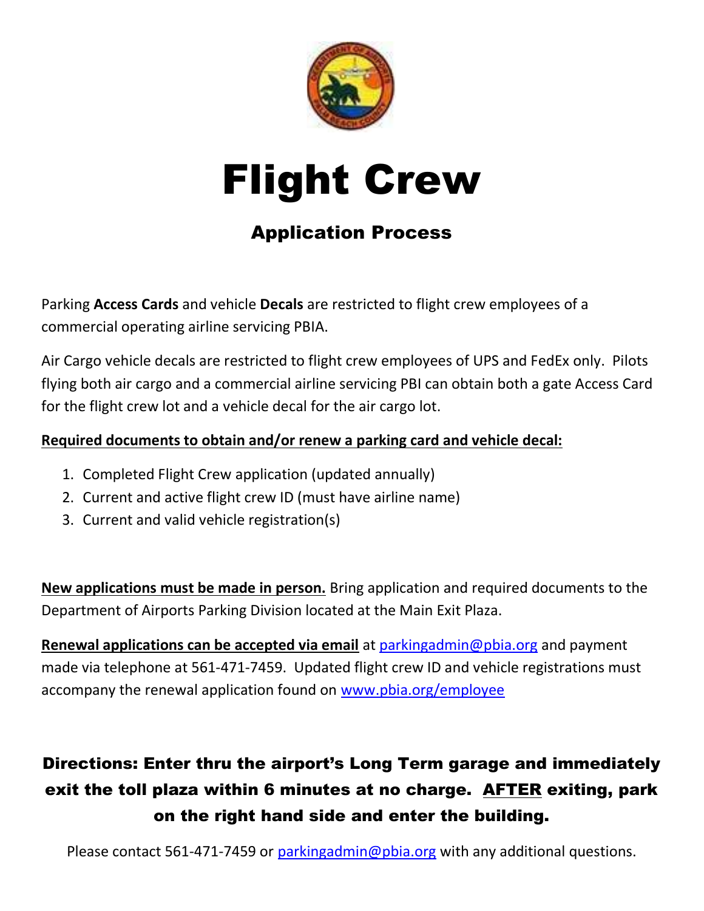# Flight Crew

## Application Process

Parking **Access Cards** and vehicle **Decals** are restricted to flight crew employees of a commercial operating airline servicing PBIA.

Air Cargo vehicle decals are restricted to flight crew employees of UPS and FedEx only. Pilots flying both air cargo and a commercial airline servicing PBI can obtain both a gate Access Card for the flight crew lot and a vehicle decal for the air cargo lot.

**Required documents to obtain and/or renew a parking card and vehicle decal:**

1. Completed Flight Crew application (updated annually)
2. Current and active flight crew ID (must have airline name)
3. Current and valid vehicle registration(s)

**New applications must be made in person.** Bring application and required documents to the Department of Airports Parking Division located at the Main Exit Plaza.

**Renewal applications can be accepted via email** at parkingadmin@pbia.org and payment made via telephone at 561-471-7459. Updated flight crew ID and vehicle registrations must accompany the renewal application found on www.pbia.org/employee

**Directions: Enter thru the airport's Long Term garage and immediately exit the toll plaza within 6 minutes at no charge. AFTER exiting, park on the right hand side and enter the building.**

Please contact 561-471-7459 or parkingadmin@pbia.org with any additional questions.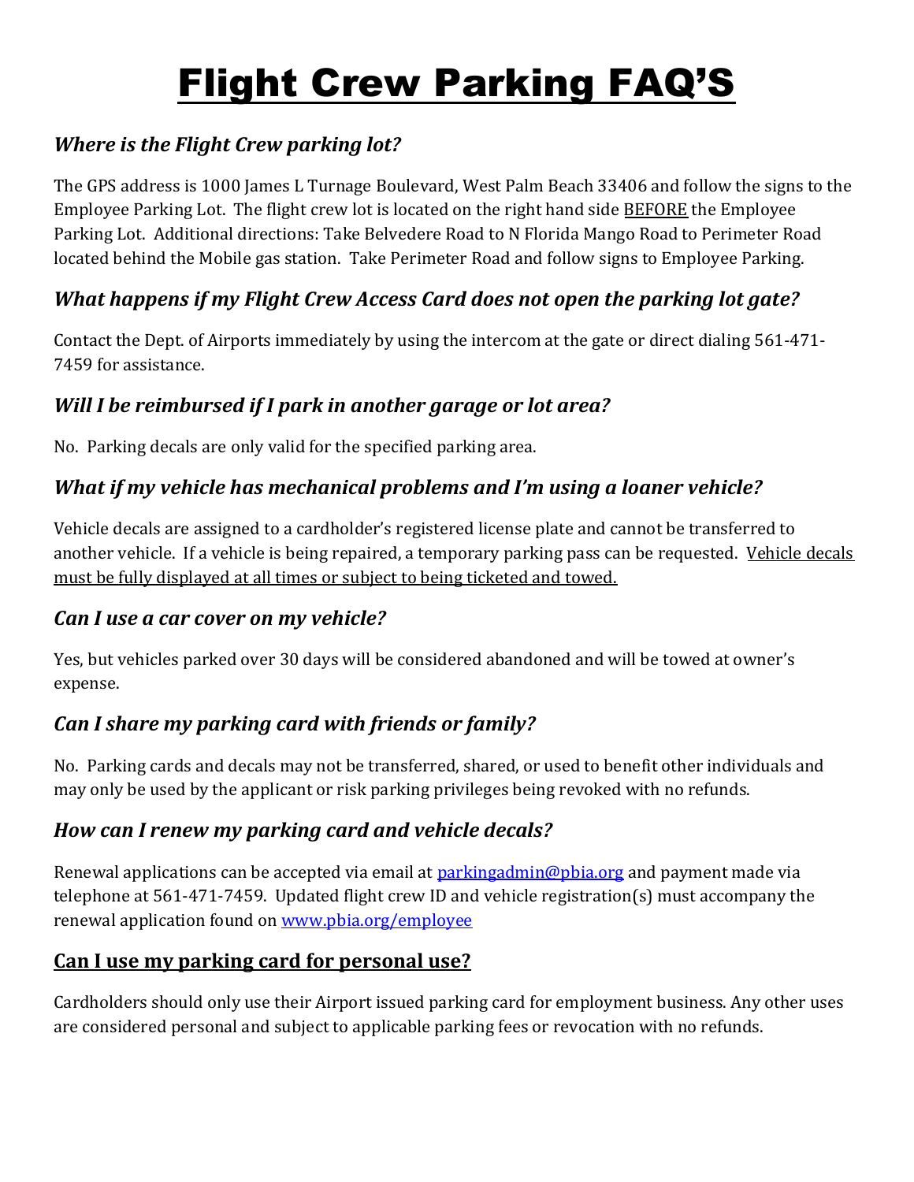# Flight Crew Parking FAQ'S

### *Where is the Flight Crew parking lot?*

The GPS address is 1000 James L Turnage Boulevard, West Palm Beach 33406 and follow the signs to the Employee Parking Lot. The flight crew lot is located on the right hand side <u>BEFORE</u> the Employee Parking Lot. Additional directions: Take Belvedere Road to N Florida Mango Road to Perimeter Road located behind the Mobile gas station. Take Perimeter Road and follow signs to Employee Parking.

### *What happens if my Flight Crew Access Card does not open the parking lot gate?*

Contact the Dept. of Airports immediately by using the intercom at the gate or direct dialing 561-471-7459 for assistance.

### *Will I be reimbursed if I park in another garage or lot area?*

No. Parking decals are only valid for the specified parking area.

### *What if my vehicle has mechanical problems and I'm using a loaner vehicle?*

Vehicle decals are assigned to a cardholder's registered license plate and cannot be transferred to another vehicle. If a vehicle is being repaired, a temporary parking pass can be requested. <u>Vehicle decals must be fully displayed at all times or subject to being ticketed and towed.</u>

### *Can I use a car cover on my vehicle?*

Yes, but vehicles parked over 30 days will be considered abandoned and will be towed at owner's expense.

### *Can I share my parking card with friends or family?*

No. Parking cards and decals may not be transferred, shared, or used to benefit other individuals and may only be used by the applicant or risk parking privileges being revoked with no refunds.

### *How can I renew my parking card and vehicle decals?*

Renewal applications can be accepted via email at parkingadmin@pbia.org and payment made via telephone at 561-471-7459. Updated flight crew ID and vehicle registration(s) must accompany the renewal application found on www.pbia.org/employee

### <u>Can I use my parking card for personal use?</u>

Cardholders should only use their Airport issued parking card for employment business. Any other uses are considered personal and subject to applicable parking fees or revocation with no refunds.